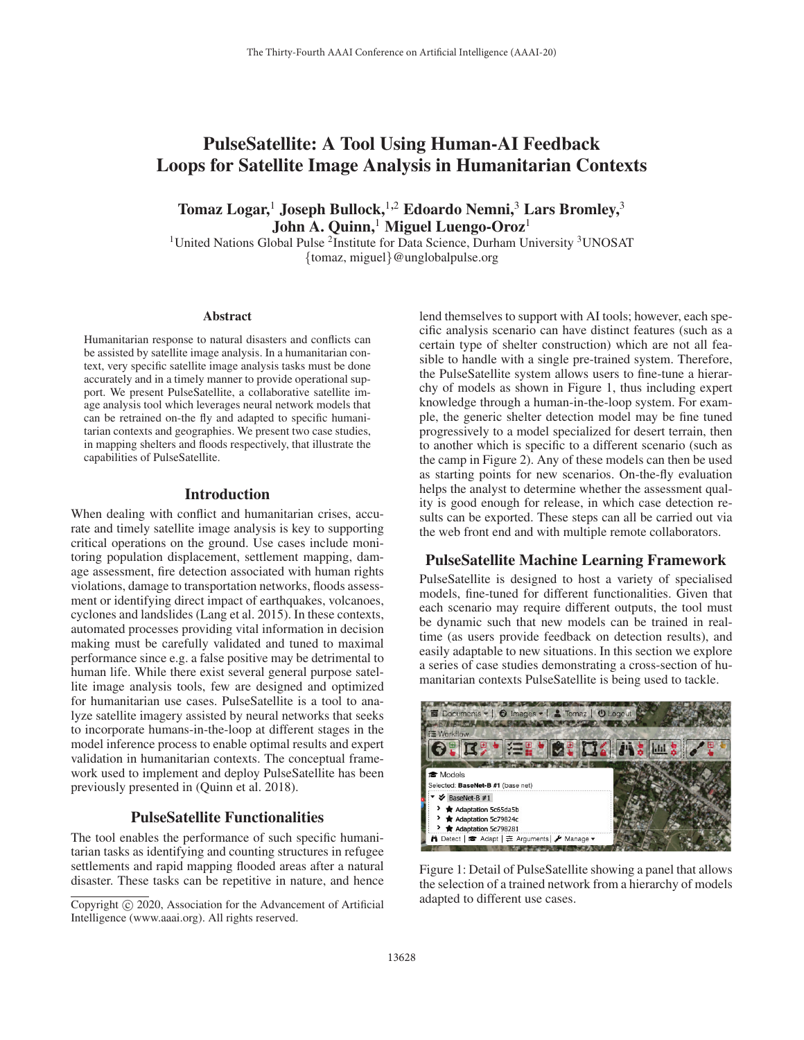# PulseSatellite: A Tool Using Human-AI Feedback Loops for Satellite Image Analysis in Humanitarian Contexts

**Tomaz Logar,[1] Joseph Bullock,[1,2] Edoardo Nemni,[3] Lars Bromley,[3] John A. Quinn,[1] Miguel Luengo-Oroz[1]**

[1]United Nations Global Pulse [2]Institute for Data Science, Durham University [3]UNOSAT
{tomaz, miguel}@unglobalpulse.org

## Abstract

Humanitarian response to natural disasters and conflicts can be assisted by satellite image analysis. In a humanitarian context, very specific satellite image analysis tasks must be done accurately and in a timely manner to provide operational support. We present PulseSatellite, a collaborative satellite image analysis tool which leverages neural network models that can be retrained on-the fly and adapted to specific humanitarian contexts and geographies. We present two case studies, in mapping shelters and floods respectively, that illustrate the capabilities of PulseSatellite.

## Introduction

When dealing with conflict and humanitarian crises, accurate and timely satellite image analysis is key to supporting critical operations on the ground. Use cases include monitoring population displacement, settlement mapping, damage assessment, fire detection associated with human rights violations, damage to transportation networks, floods assessment or identifying direct impact of earthquakes, volcanoes, cyclones and landslides (Lang et al. 2015). In these contexts, automated processes providing vital information in decision making must be carefully validated and tuned to maximal performance since e.g. a false positive may be detrimental to human life. While there exist several general purpose satellite image analysis tools, few are designed and optimized for humanitarian use cases. PulseSatellite is a tool to analyze satellite imagery assisted by neural networks that seeks to incorporate humans-in-the-loop at different stages in the model inference process to enable optimal results and expert validation in humanitarian contexts. The conceptual framework used to implement and deploy PulseSatellite has been previously presented in (Quinn et al. 2018).

## PulseSatellite Functionalities

The tool enables the performance of such specific humanitarian tasks as identifying and counting structures in refugee settlements and rapid mapping flooded areas after a natural disaster. These tasks can be repetitive in nature, and hence lend themselves to support with AI tools; however, each specific analysis scenario can have distinct features (such as a certain type of shelter construction) which are not all feasible to handle with a single pre-trained system. Therefore, the PulseSatellite system allows users to fine-tune a hierarchy of models as shown in Figure 1, thus including expert knowledge through a human-in-the-loop system. For example, the generic shelter detection model may be fine tuned progressively to a model specialized for desert terrain, then to another which is specific to a different scenario (such as the camp in Figure 2). Any of these models can then be used as starting points for new scenarios. On-the-fly evaluation helps the analyst to determine whether the assessment quality is good enough for release, in which case detection results can be exported. These steps can all be carried out via the web front end and with multiple remote collaborators.

## PulseSatellite Machine Learning Framework

PulseSatellite is designed to host a variety of specialised models, fine-tuned for different functionalities. Given that each scenario may require different outputs, the tool must be dynamic such that new models can be trained in real-time (as users provide feedback on detection results), and easily adaptable to new situations. In this section we explore a series of case studies demonstrating a cross-section of humanitarian contexts PulseSatellite is being used to tackle.

Figure 1: Detail of PulseSatellite showing a panel that allows the selection of a trained network from a hierarchy of models adapted to different use cases.

Copyright © 2020, Association for the Advancement of Artificial Intelligence (www.aaai.org). All rights reserved.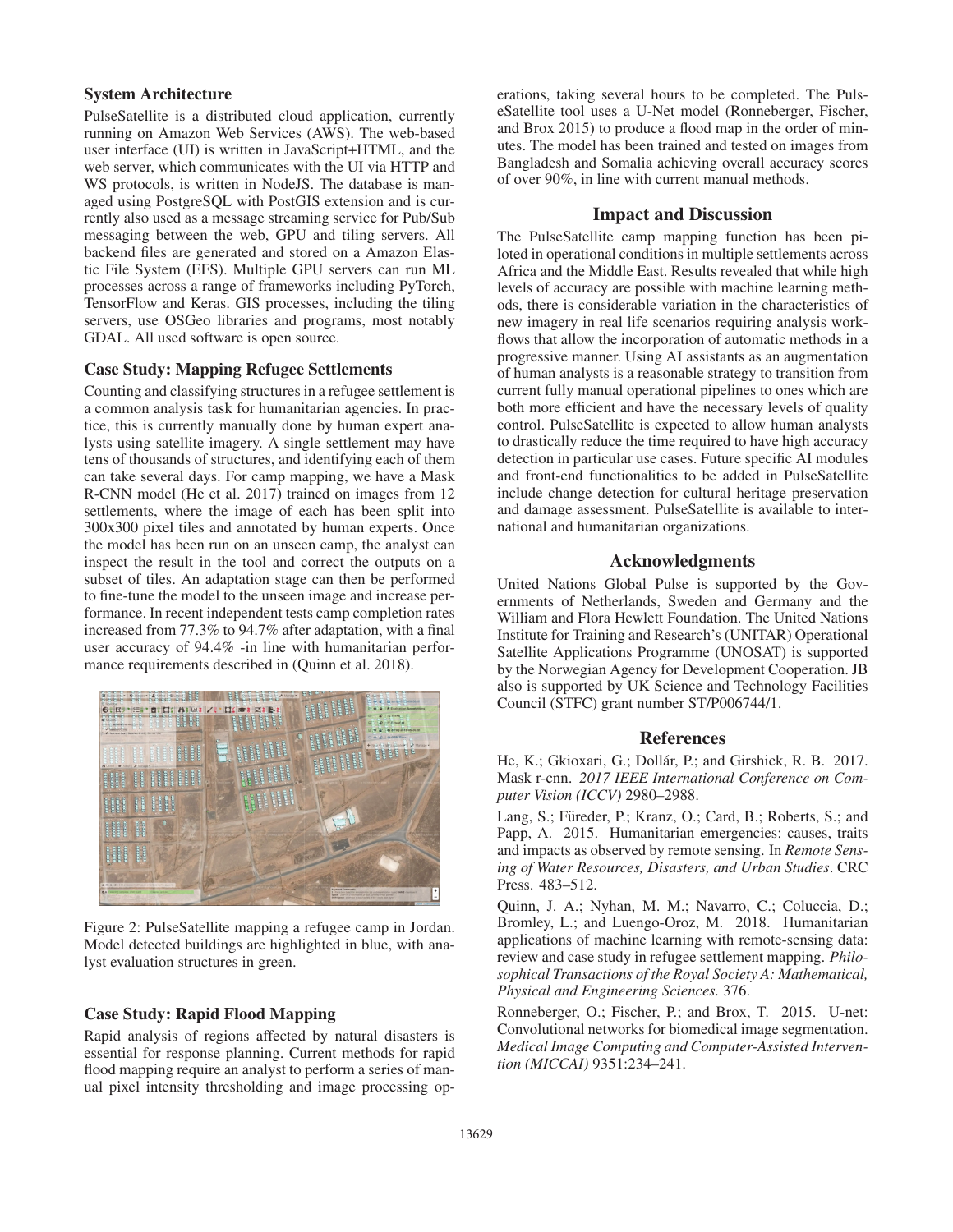### System Architecture

PulseSatellite is a distributed cloud application, currently running on Amazon Web Services (AWS). The web-based user interface (UI) is written in JavaScript+HTML, and the web server, which communicates with the UI via HTTP and WS protocols, is written in NodeJS. The database is managed using PostgreSQL with PostGIS extension and is currently also used as a message streaming service for Pub/Sub messaging between the web, GPU and tiling servers. All backend files are generated and stored on a Amazon Elastic File System (EFS). Multiple GPU servers can run ML processes across a range of frameworks including PyTorch, TensorFlow and Keras. GIS processes, including the tiling servers, use OSGeo libraries and programs, most notably GDAL. All used software is open source.

### Case Study: Mapping Refugee Settlements

Counting and classifying structures in a refugee settlement is a common analysis task for humanitarian agencies. In practice, this is currently manually done by human expert analysts using satellite imagery. A single settlement may have tens of thousands of structures, and identifying each of them can take several days. For camp mapping, we have a Mask R-CNN model (He et al. 2017) trained on images from 12 settlements, where the image of each has been split into 300x300 pixel tiles and annotated by human experts. Once the model has been run on an unseen camp, the analyst can inspect the result in the tool and correct the outputs on a subset of tiles. An adaptation stage can then be performed to fine-tune the model to the unseen image and increase performance. In recent independent tests camp completion rates increased from 77.3% to 94.7% after adaptation, with a final user accuracy of 94.4% -in line with humanitarian performance requirements described in (Quinn et al. 2018).

Figure 2: PulseSatellite mapping a refugee camp in Jordan. Model detected buildings are highlighted in blue, with analyst evaluation structures in green.

### Case Study: Rapid Flood Mapping

Rapid analysis of regions affected by natural disasters is essential for response planning. Current methods for rapid flood mapping require an analyst to perform a series of manual pixel intensity thresholding and image processing operations, taking several hours to be completed. The PulseSatellite tool uses a U-Net model (Ronneberger, Fischer, and Brox 2015) to produce a flood map in the order of minutes. The model has been trained and tested on images from Bangladesh and Somalia achieving overall accuracy scores of over 90%, in line with current manual methods.

## Impact and Discussion

The PulseSatellite camp mapping function has been piloted in operational conditions in multiple settlements across Africa and the Middle East. Results revealed that while high levels of accuracy are possible with machine learning methods, there is considerable variation in the characteristics of new imagery in real life scenarios requiring analysis workflows that allow the incorporation of automatic methods in a progressive manner. Using AI assistants as an augmentation of human analysts is a reasonable strategy to transition from current fully manual operational pipelines to ones which are both more efficient and have the necessary levels of quality control. PulseSatellite is expected to allow human analysts to drastically reduce the time required to have high accuracy detection in particular use cases. Future specific AI modules and front-end functionalities to be added in PulseSatellite include change detection for cultural heritage preservation and damage assessment. PulseSatellite is available to international and humanitarian organizations.

## Acknowledgments

United Nations Global Pulse is supported by the Governments of Netherlands, Sweden and Germany and the William and Flora Hewlett Foundation. The United Nations Institute for Training and Research's (UNITAR) Operational Satellite Applications Programme (UNOSAT) is supported by the Norwegian Agency for Development Cooperation. JB also is supported by UK Science and Technology Facilities Council (STFC) grant number ST/P006744/1.

## References

He, K.; Gkioxari, G.; Dollár, P.; and Girshick, R. B. 2017. Mask r-cnn. *2017 IEEE International Conference on Computer Vision (ICCV)* 2980–2988.

Lang, S.; Füreder, P.; Kranz, O.; Card, B.; Roberts, S.; and Papp, A. 2015. Humanitarian emergencies: causes, traits and impacts as observed by remote sensing. In *Remote Sensing of Water Resources, Disasters, and Urban Studies*. CRC Press. 483–512.

Quinn, J. A.; Nyhan, M. M.; Navarro, C.; Coluccia, D.; Bromley, L.; and Luengo-Oroz, M. 2018. Humanitarian applications of machine learning with remote-sensing data: review and case study in refugee settlement mapping. *Philosophical Transactions of the Royal Society A: Mathematical, Physical and Engineering Sciences.* 376.

Ronneberger, O.; Fischer, P.; and Brox, T. 2015. U-net: Convolutional networks for biomedical image segmentation. *Medical Image Computing and Computer-Assisted Intervention (MICCAI)* 9351:234–241.